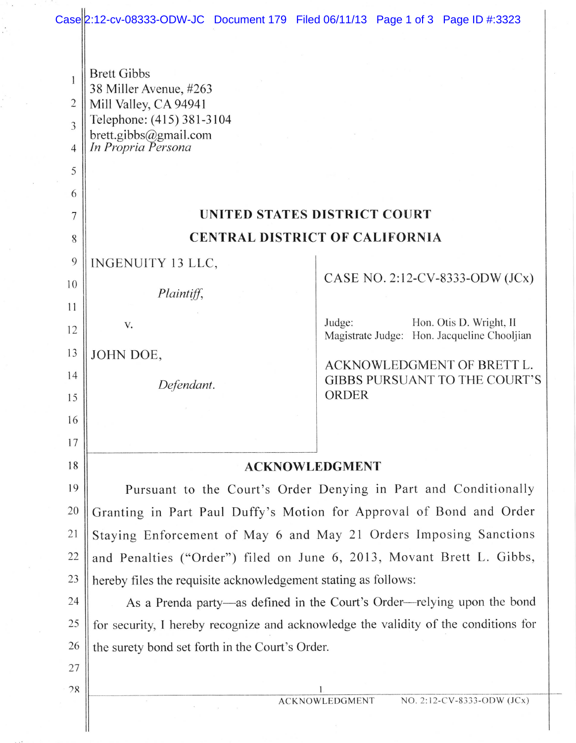Brett Gibbs
38 Miller Avenue, #263
Mill Valley, CA 94941
Telephone: (415) 381-3104
brett.gibbs@gmail.com
*In Propria Persona*

**UNITED STATES DISTRICT COURT**

**CENTRAL DISTRICT OF CALIFORNIA**

| | |
|---|---|
| INGENUITY 13 LLC,<br><br>*Plaintiff,*<br><br>v.<br><br>JOHN DOE,<br><br>*Defendant.* | CASE NO. 2:12-CV-8333-ODW (JCx)<br><br>Judge: Hon. Otis D. Wright, II<br>Magistrate Judge: Hon. Jacqueline Chooljian<br><br>ACKNOWLEDGMENT OF BRETT L. GIBBS PURSUANT TO THE COURT'S ORDER |

## ACKNOWLEDGMENT

Pursuant to the Court's Order Denying in Part and Conditionally Granting in Part Paul Duffy's Motion for Approval of Bond and Order Staying Enforcement of May 6 and May 21 Orders Imposing Sanctions and Penalties ("Order") filed on June 6, 2013, Movant Brett L. Gibbs, hereby files the requisite acknowledgement stating as follows:

As a Prenda party—as defined in the Court's Order—relying upon the bond for security, I hereby recognize and acknowledge the validity of the conditions for the surety bond set forth in the Court's Order.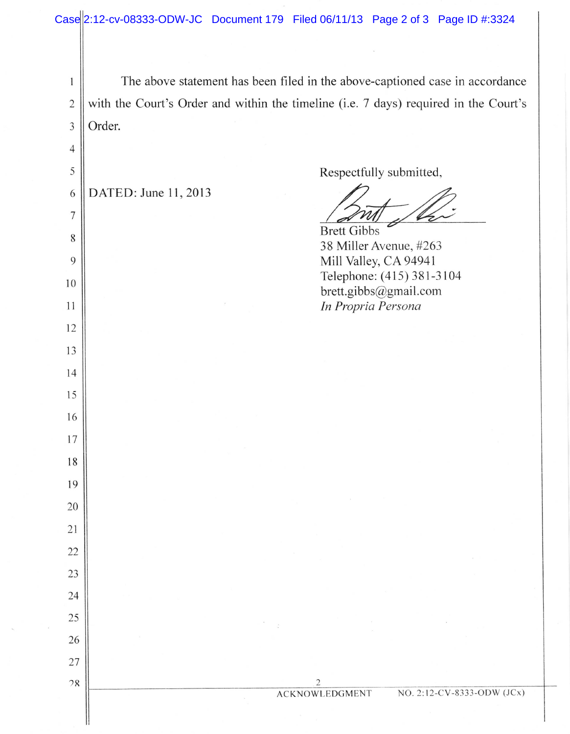The above statement has been filed in the above-captioned case in accordance with the Court's Order and within the timeline (i.e. 7 days) required in the Court's Order.

DATED: June 11, 2013

Respectfully submitted,

Brett Gibbs
38 Miller Avenue, #263
Mill Valley, CA 94941
Telephone: (415) 381-3104
brett.gibbs@gmail.com
*In Propria Persona*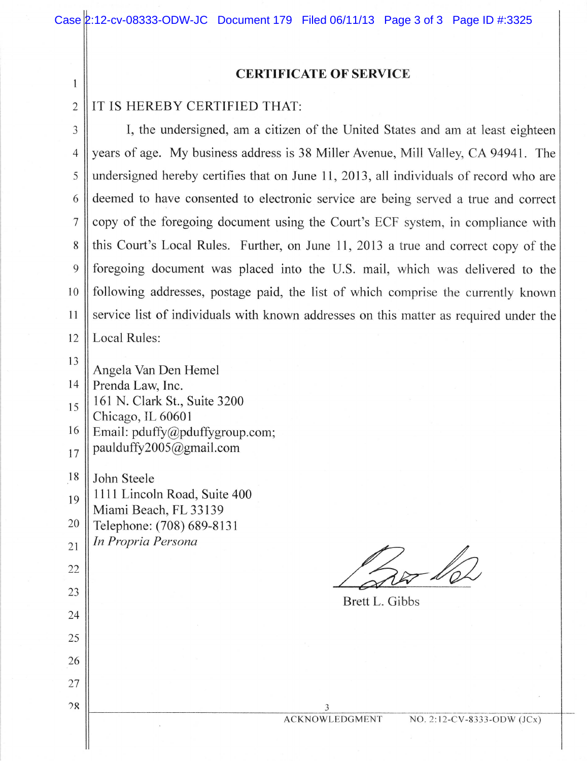## CERTIFICATE OF SERVICE

IT IS HEREBY CERTIFIED THAT:

I, the undersigned, am a citizen of the United States and am at least eighteen years of age. My business address is 38 Miller Avenue, Mill Valley, CA 94941. The undersigned hereby certifies that on June 11, 2013, all individuals of record who are deemed to have consented to electronic service are being served a true and correct copy of the foregoing document using the Court's ECF system, in compliance with this Court's Local Rules. Further, on June 11, 2013 a true and correct copy of the foregoing document was placed into the U.S. mail, which was delivered to the following addresses, postage paid, the list of which comprise the currently known service list of individuals with known addresses on this matter as required under the Local Rules:

Angela Van Den Hemel
Prenda Law, Inc.
161 N. Clark St., Suite 3200
Chicago, IL 60601
Email: pduffy@pduffygroup.com;
paulduffy2005@gmail.com

John Steele
1111 Lincoln Road, Suite 400
Miami Beach, FL 33139
Telephone: (708) 689-8131
*In Propria Persona*

Brett L. Gibbs

ACKNOWLEDGMENT NO. 2:12-CV-8333-ODW (JCx)